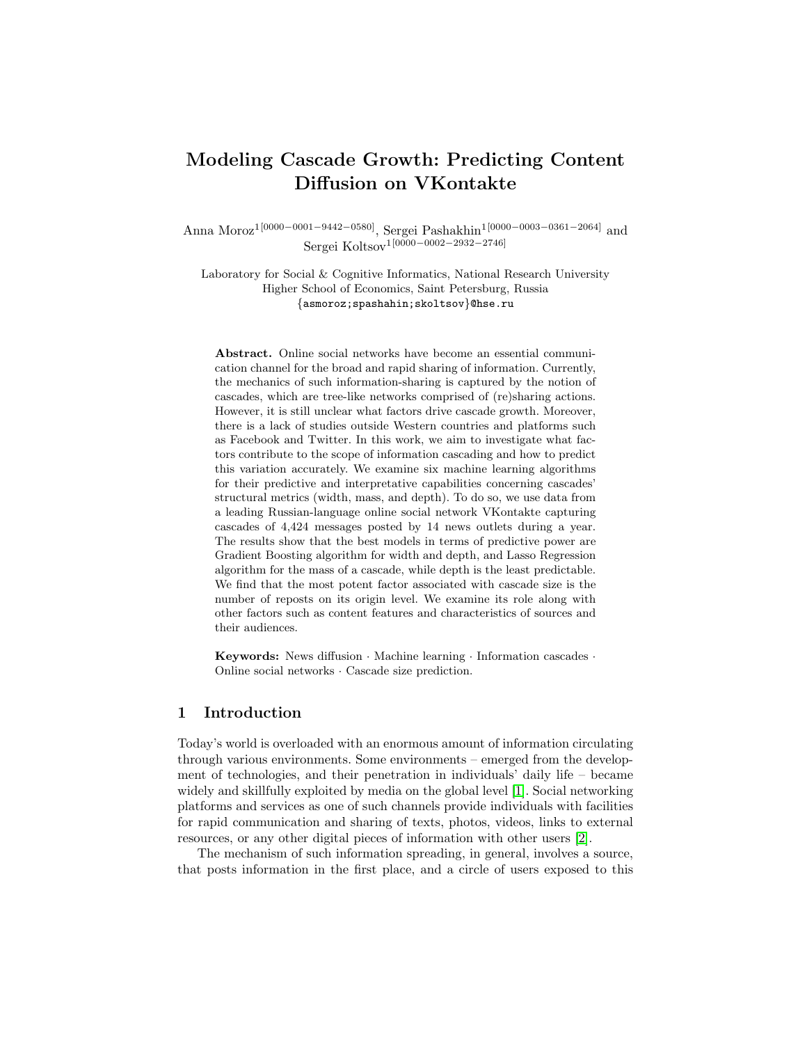# Modeling Cascade Growth: Predicting Content Diffusion on VKontakte

Anna Moroz[1[0000−0001−9442−0580]], Sergei Pashakhin[1[0000−0003−0361−2064]] and Sergei Koltsov[1[0000−0002−2932−2746]]

Laboratory for Social & Cognitive Informatics, National Research University Higher School of Economics, Saint Petersburg, Russia
{asmoroz;spashahin;skoltsov}@hse.ru

**Abstract.** Online social networks have become an essential communication channel for the broad and rapid sharing of information. Currently, the mechanics of such information-sharing is captured by the notion of cascades, which are tree-like networks comprised of (re)sharing actions. However, it is still unclear what factors drive cascade growth. Moreover, there is a lack of studies outside Western countries and platforms such as Facebook and Twitter. In this work, we aim to investigate what factors contribute to the scope of information cascading and how to predict this variation accurately. We examine six machine learning algorithms for their predictive and interpretative capabilities concerning cascades' structural metrics (width, mass, and depth). To do so, we use data from a leading Russian-language online social network VKontakte capturing cascades of 4,424 messages posted by 14 news outlets during a year. The results show that the best models in terms of predictive power are Gradient Boosting algorithm for width and depth, and Lasso Regression algorithm for the mass of a cascade, while depth is the least predictable. We find that the most potent factor associated with cascade size is the number of reposts on its origin level. We examine its role along with other factors such as content features and characteristics of sources and their audiences.

**Keywords:** News diffusion · Machine learning · Information cascades · Online social networks · Cascade size prediction.

## 1 Introduction

Today's world is overloaded with an enormous amount of information circulating through various environments. Some environments – emerged from the development of technologies, and their penetration in individuals' daily life – became widely and skillfully exploited by media on the global level [1]. Social networking platforms and services as one of such channels provide individuals with facilities for rapid communication and sharing of texts, photos, videos, links to external resources, or any other digital pieces of information with other users [2].

The mechanism of such information spreading, in general, involves a source, that posts information in the first place, and a circle of users exposed to this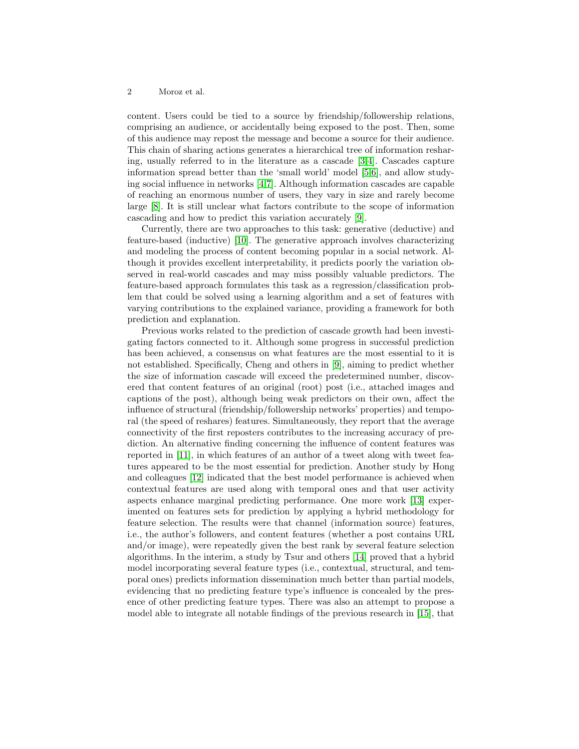content. Users could be tied to a source by friendship/followership relations, comprising an audience, or accidentally being exposed to the post. Then, some of this audience may repost the message and become a source for their audience. This chain of sharing actions generates a hierarchical tree of information resharing, usually referred to in the literature as a cascade [3,4]. Cascades capture information spread better than the 'small world' model [5,6], and allow studying social influence in networks [4,7]. Although information cascades are capable of reaching an enormous number of users, they vary in size and rarely become large [8]. It is still unclear what factors contribute to the scope of information cascading and how to predict this variation accurately [9].

Currently, there are two approaches to this task: generative (deductive) and feature-based (inductive) [10]. The generative approach involves characterizing and modeling the process of content becoming popular in a social network. Although it provides excellent interpretability, it predicts poorly the variation observed in real-world cascades and may miss possibly valuable predictors. The feature-based approach formulates this task as a regression/classification problem that could be solved using a learning algorithm and a set of features with varying contributions to the explained variance, providing a framework for both prediction and explanation.

Previous works related to the prediction of cascade growth had been investigating factors connected to it. Although some progress in successful prediction has been achieved, a consensus on what features are the most essential to it is not established. Specifically, Cheng and others in [9], aiming to predict whether the size of information cascade will exceed the predetermined number, discovered that content features of an original (root) post (i.e., attached images and captions of the post), although being weak predictors on their own, affect the influence of structural (friendship/followership networks' properties) and temporal (the speed of reshares) features. Simultaneously, they report that the average connectivity of the first reposters contributes to the increasing accuracy of prediction. An alternative finding concerning the influence of content features was reported in [11], in which features of an author of a tweet along with tweet features appeared to be the most essential for prediction. Another study by Hong and colleagues [12] indicated that the best model performance is achieved when contextual features are used along with temporal ones and that user activity aspects enhance marginal predicting performance. One more work [13] experimented on features sets for prediction by applying a hybrid methodology for feature selection. The results were that channel (information source) features, i.e., the author's followers, and content features (whether a post contains URL and/or image), were repeatedly given the best rank by several feature selection algorithms. In the interim, a study by Tsur and others [14] proved that a hybrid model incorporating several feature types (i.e., contextual, structural, and temporal ones) predicts information dissemination much better than partial models, evidencing that no predicting feature type's influence is concealed by the presence of other predicting feature types. There was also an attempt to propose a model able to integrate all notable findings of the previous research in [15], that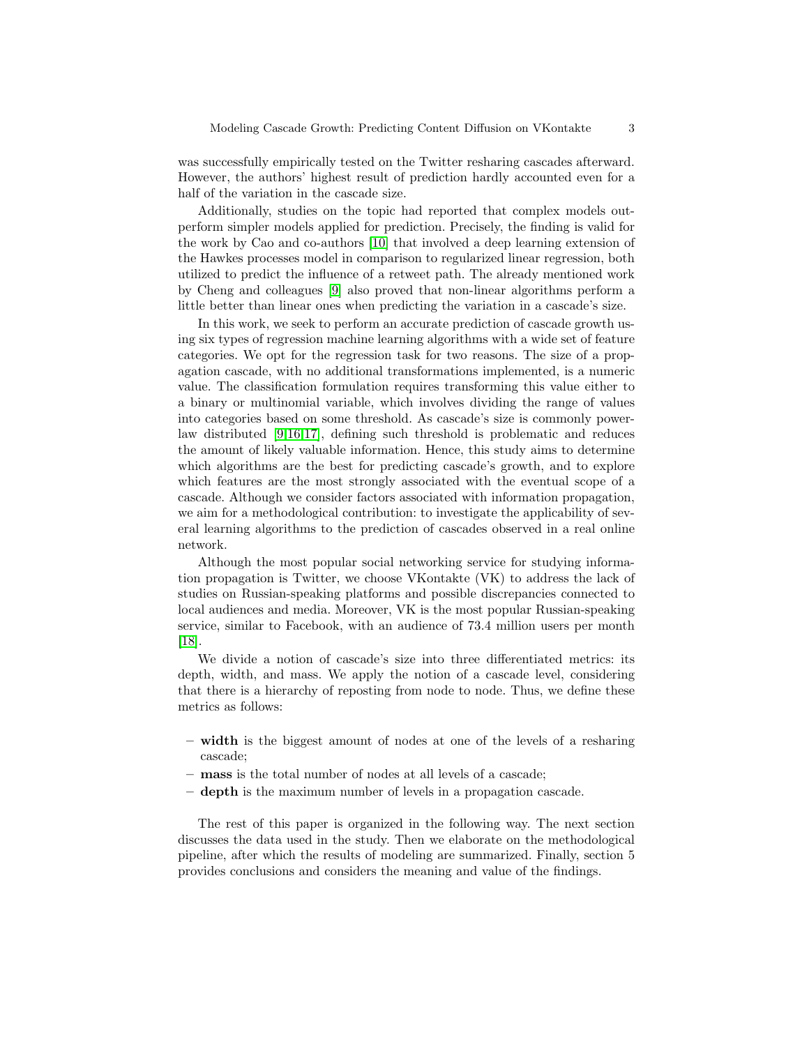was successfully empirically tested on the Twitter resharing cascades afterward. However, the authors' highest result of prediction hardly accounted even for a half of the variation in the cascade size.

Additionally, studies on the topic had reported that complex models outperform simpler models applied for prediction. Precisely, the finding is valid for the work by Cao and co-authors [10] that involved a deep learning extension of the Hawkes processes model in comparison to regularized linear regression, both utilized to predict the influence of a retweet path. The already mentioned work by Cheng and colleagues [9] also proved that non-linear algorithms perform a little better than linear ones when predicting the variation in a cascade's size.

In this work, we seek to perform an accurate prediction of cascade growth using six types of regression machine learning algorithms with a wide set of feature categories. We opt for the regression task for two reasons. The size of a propagation cascade, with no additional transformations implemented, is a numeric value. The classification formulation requires transforming this value either to a binary or multinomial variable, which involves dividing the range of values into categories based on some threshold. As cascade's size is commonly power-law distributed [9,16,17], defining such threshold is problematic and reduces the amount of likely valuable information. Hence, this study aims to determine which algorithms are the best for predicting cascade's growth, and to explore which features are the most strongly associated with the eventual scope of a cascade. Although we consider factors associated with information propagation, we aim for a methodological contribution: to investigate the applicability of several learning algorithms to the prediction of cascades observed in a real online network.

Although the most popular social networking service for studying information propagation is Twitter, we choose VKontakte (VK) to address the lack of studies on Russian-speaking platforms and possible discrepancies connected to local audiences and media. Moreover, VK is the most popular Russian-speaking service, similar to Facebook, with an audience of 73.4 million users per month [18].

We divide a notion of cascade's size into three differentiated metrics: its depth, width, and mass. We apply the notion of a cascade level, considering that there is a hierarchy of reposting from node to node. Thus, we define these metrics as follows:

- **width** is the biggest amount of nodes at one of the levels of a resharing cascade;
- **mass** is the total number of nodes at all levels of a cascade;
- **depth** is the maximum number of levels in a propagation cascade.

The rest of this paper is organized in the following way. The next section discusses the data used in the study. Then we elaborate on the methodological pipeline, after which the results of modeling are summarized. Finally, section 5 provides conclusions and considers the meaning and value of the findings.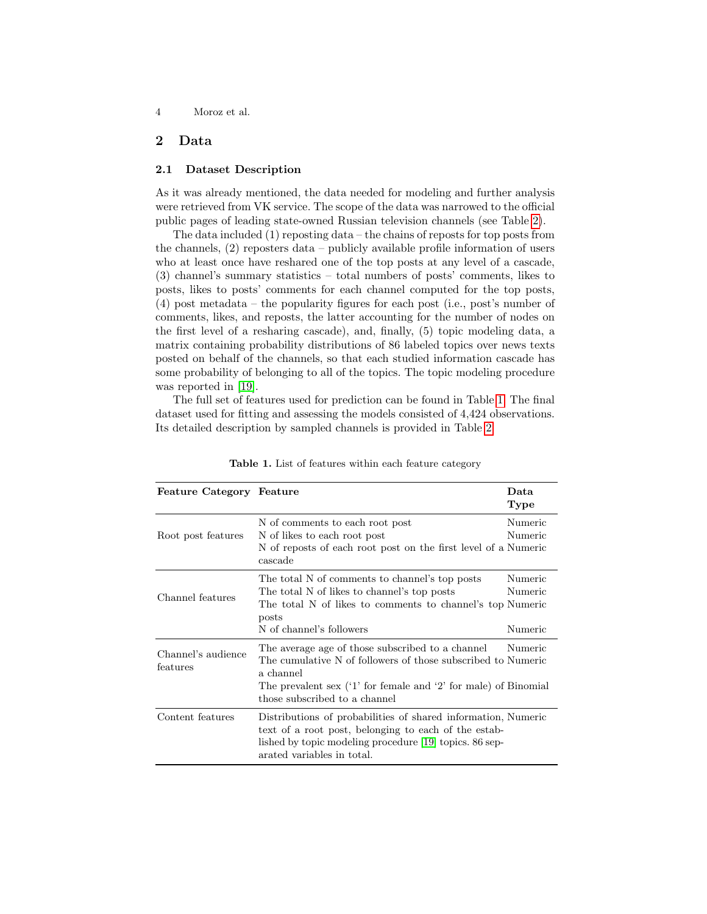## 2 Data

### 2.1 Dataset Description

As it was already mentioned, the data needed for modeling and further analysis were retrieved from VK service. The scope of the data was narrowed to the official public pages of leading state-owned Russian television channels (see Table 2).

The data included (1) reposting data – the chains of reposts for top posts from the channels, (2) reposters data – publicly available profile information of users who at least once have reshared one of the top posts at any level of a cascade, (3) channel's summary statistics – total numbers of posts' comments, likes to posts, likes to posts' comments for each channel computed for the top posts, (4) post metadata – the popularity figures for each post (i.e., post's number of comments, likes, and reposts, the latter accounting for the number of nodes on the first level of a resharing cascade), and, finally, (5) topic modeling data, a matrix containing probability distributions of 86 labeled topics over news texts posted on behalf of the channels, so that each studied information cascade has some probability of belonging to all of the topics. The topic modeling procedure was reported in [19].

The full set of features used for prediction can be found in Table 1. The final dataset used for fitting and assessing the models consisted of 4,424 observations. Its detailed description by sampled channels is provided in Table 2.

**Table 1.** List of features within each feature category

| Feature Category | Feature | Data Type |
|---|---|---|
| Root post features | N of comments to each root post | Numeric |
| | N of likes to each root post | Numeric |
| | N of reposts of each root post on the first level of a cascade | Numeric |
| Channel features | The total N of comments to channel's top posts | Numeric |
| | The total N of likes to channel's top posts | Numeric |
| | The total N of likes to comments to channel's top posts | Numeric |
| | N of channel's followers | Numeric |
| Channel's audience features | The average age of those subscribed to a channel | Numeric |
| | The cumulative N of followers of those subscribed to a channel | Numeric |
| | The prevalent sex ('1' for female and '2' for male) of those subscribed to a channel | Binomial |
| Content features | Distributions of probabilities of shared information, text of a root post, belonging to each of the established by topic modeling procedure [19] topics. 86 separated variables in total. | Numeric |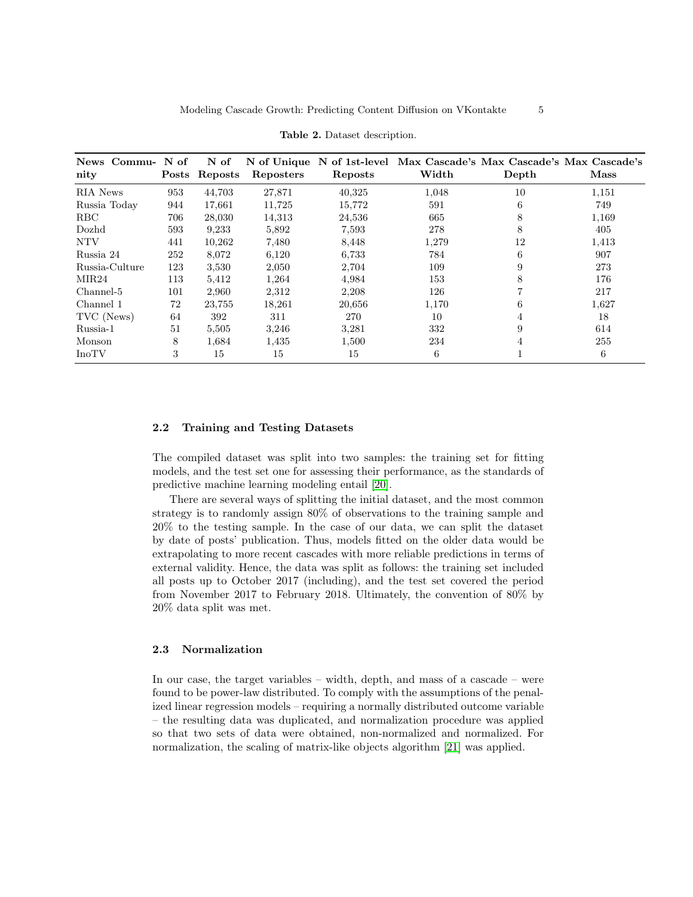**Table 2.** Dataset description.

| News Community | N of Posts | N of Reposts | N of Unique Reposters | N of 1st-level Reposts | Max Cascade's Width | Max Cascade's Depth | Max Cascade's Mass |
|---|---|---|---|---|---|---|---|
| RIA News | 953 | 44,703 | 27,871 | 40,325 | 1,048 | 10 | 1,151 |
| Russia Today | 944 | 17,661 | 11,725 | 15,772 | 591 | 6 | 749 |
| RBC | 706 | 28,030 | 14,313 | 24,536 | 665 | 8 | 1,169 |
| Dozhd | 593 | 9,233 | 5,892 | 7,593 | 278 | 8 | 405 |
| NTV | 441 | 10,262 | 7,480 | 8,448 | 1,279 | 12 | 1,413 |
| Russia 24 | 252 | 8,072 | 6,120 | 6,733 | 784 | 6 | 907 |
| Russia-Culture | 123 | 3,530 | 2,050 | 2,704 | 109 | 9 | 273 |
| MIR24 | 113 | 5,412 | 1,264 | 4,984 | 153 | 8 | 176 |
| Channel-5 | 101 | 2,960 | 2,312 | 2,208 | 126 | 7 | 217 |
| Channel 1 | 72 | 23,755 | 18,261 | 20,656 | 1,170 | 6 | 1,627 |
| TVC (News) | 64 | 392 | 311 | 270 | 10 | 4 | 18 |
| Russia-1 | 51 | 5,505 | 3,246 | 3,281 | 332 | 9 | 614 |
| Monson | 8 | 1,684 | 1,435 | 1,500 | 234 | 4 | 255 |
| InoTV | 3 | 15 | 15 | 15 | 6 | 1 | 6 |

### 2.2 Training and Testing Datasets

The compiled dataset was split into two samples: the training set for fitting models, and the test set one for assessing their performance, as the standards of predictive machine learning modeling entail [20].

There are several ways of splitting the initial dataset, and the most common strategy is to randomly assign 80% of observations to the training sample and 20% to the testing sample. In the case of our data, we can split the dataset by date of posts' publication. Thus, models fitted on the older data would be extrapolating to more recent cascades with more reliable predictions in terms of external validity. Hence, the data was split as follows: the training set included all posts up to October 2017 (including), and the test set covered the period from November 2017 to February 2018. Ultimately, the convention of 80% by 20% data split was met.

### 2.3 Normalization

In our case, the target variables – width, depth, and mass of a cascade – were found to be power-law distributed. To comply with the assumptions of the penalized linear regression models – requiring a normally distributed outcome variable – the resulting data was duplicated, and normalization procedure was applied so that two sets of data were obtained, non-normalized and normalized. For normalization, the scaling of matrix-like objects algorithm [21] was applied.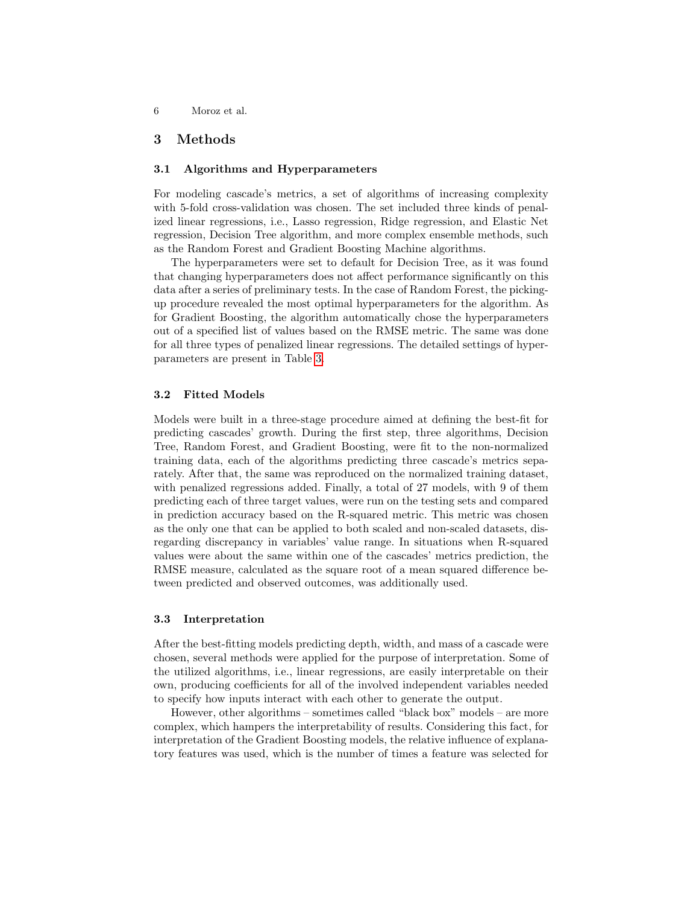## 3 Methods

### 3.1 Algorithms and Hyperparameters

For modeling cascade's metrics, a set of algorithms of increasing complexity with 5-fold cross-validation was chosen. The set included three kinds of penalized linear regressions, i.e., Lasso regression, Ridge regression, and Elastic Net regression, Decision Tree algorithm, and more complex ensemble methods, such as the Random Forest and Gradient Boosting Machine algorithms.

The hyperparameters were set to default for Decision Tree, as it was found that changing hyperparameters does not affect performance significantly on this data after a series of preliminary tests. In the case of Random Forest, the picking-up procedure revealed the most optimal hyperparameters for the algorithm. As for Gradient Boosting, the algorithm automatically chose the hyperparameters out of a specified list of values based on the RMSE metric. The same was done for all three types of penalized linear regressions. The detailed settings of hyperparameters are present in Table 3.

### 3.2 Fitted Models

Models were built in a three-stage procedure aimed at defining the best-fit for predicting cascades' growth. During the first step, three algorithms, Decision Tree, Random Forest, and Gradient Boosting, were fit to the non-normalized training data, each of the algorithms predicting three cascade's metrics separately. After that, the same was reproduced on the normalized training dataset, with penalized regressions added. Finally, a total of 27 models, with 9 of them predicting each of three target values, were run on the testing sets and compared in prediction accuracy based on the R-squared metric. This metric was chosen as the only one that can be applied to both scaled and non-scaled datasets, disregarding discrepancy in variables' value range. In situations when R-squared values were about the same within one of the cascades' metrics prediction, the RMSE measure, calculated as the square root of a mean squared difference between predicted and observed outcomes, was additionally used.

### 3.3 Interpretation

After the best-fitting models predicting depth, width, and mass of a cascade were chosen, several methods were applied for the purpose of interpretation. Some of the utilized algorithms, i.e., linear regressions, are easily interpretable on their own, producing coefficients for all of the involved independent variables needed to specify how inputs interact with each other to generate the output.

However, other algorithms – sometimes called "black box" models – are more complex, which hampers the interpretability of results. Considering this fact, for interpretation of the Gradient Boosting models, the relative influence of explanatory features was used, which is the number of times a feature was selected for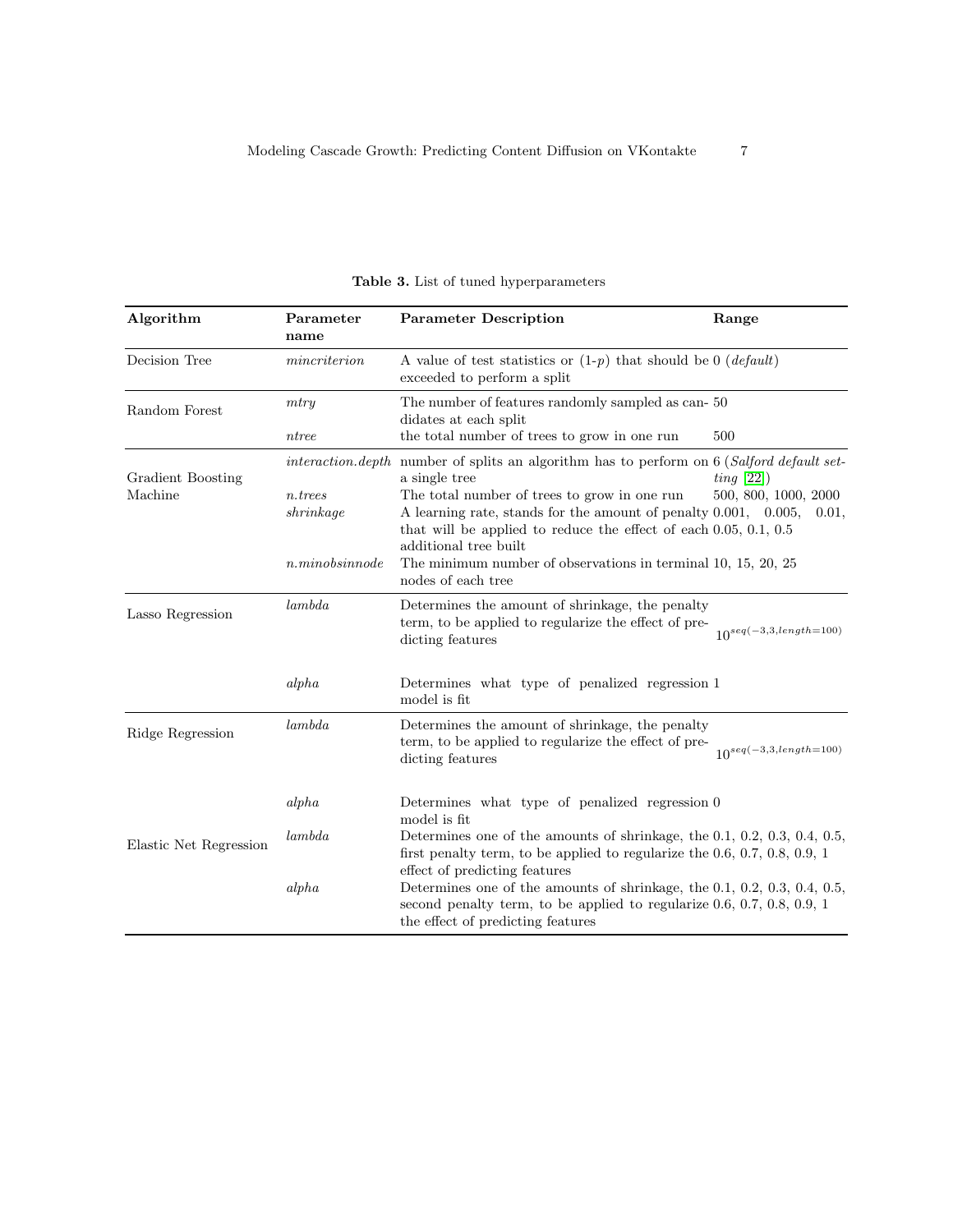**Table 3.** List of tuned hyperparameters

| Algorithm | Parameter name | Parameter Description | Range |
|---|---|---|---|
| Decision Tree | *mincriterion* | A value of test statistics or (1-$p$) that should be exceeded to perform a split | 0 (*default*) |
| Random Forest | *mtry* | The number of features randomly sampled as candidates at each split | 50 |
| | *ntree* | the total number of trees to grow in one run | 500 |
| Gradient Boosting Machine | *interaction.depth* | number of splits an algorithm has to perform on a single tree | 6 (*Salford default setting* [22]) |
| | *n.trees* | The total number of trees to grow in one run | 500, 800, 1000, 2000 |
| | *shrinkage* | A learning rate, stands for the amount of penalty that will be applied to reduce the effect of each additional tree built | 0.001, 0.005, 0.01, 0.05, 0.1, 0.5 |
| | *n.minobsinnode* | The minimum number of observations in terminal nodes of each tree | 10, 15, 20, 25 |
| Lasso Regression | *lambda* | Determines the amount of shrinkage, the penalty term, to be applied to regularize the effect of predicting features | $10^{seq(-3,3,length=100)}$ |
| | *alpha* | Determines what type of penalized regression model is fit | 1 |
| Ridge Regression | *lambda* | Determines the amount of shrinkage, the penalty term, to be applied to regularize the effect of predicting features | $10^{seq(-3,3,length=100)}$ |
| | *alpha* | Determines what type of penalized regression model is fit | 0 |
| Elastic Net Regression | *lambda* | Determines one of the amounts of shrinkage, the first penalty term, to be applied to regularize the effect of predicting features | 0.1, 0.2, 0.3, 0.4, 0.5, 0.6, 0.7, 0.8, 0.9, 1 |
| | *alpha* | Determines one of the amounts of shrinkage, the second penalty term, to be applied to regularize the effect of predicting features | 0.1, 0.2, 0.3, 0.4, 0.5, 0.6, 0.7, 0.8, 0.9, 1 |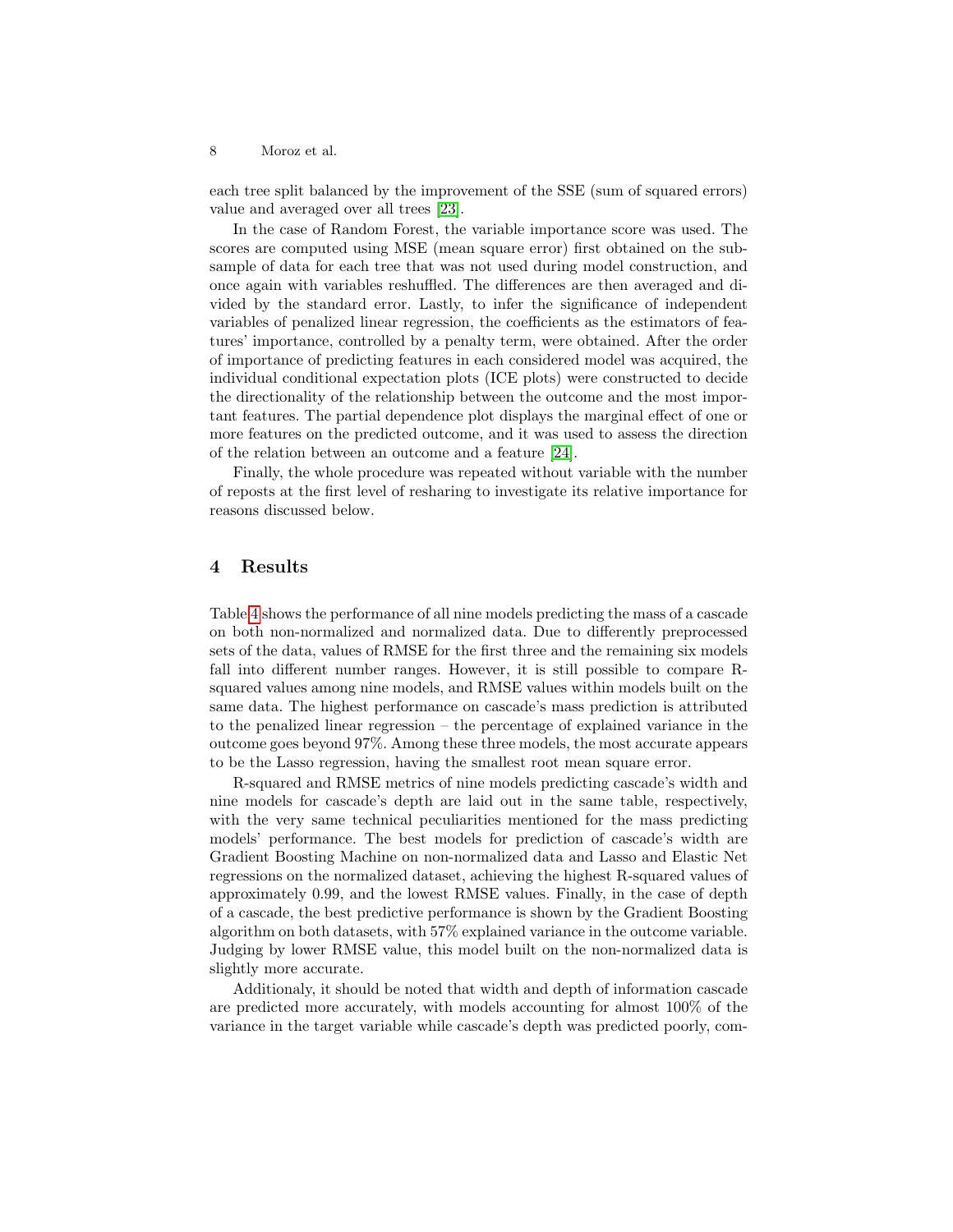each tree split balanced by the improvement of the SSE (sum of squared errors) value and averaged over all trees [23].

In the case of Random Forest, the variable importance score was used. The scores are computed using MSE (mean square error) first obtained on the subsample of data for each tree that was not used during model construction, and once again with variables reshuffled. The differences are then averaged and divided by the standard error. Lastly, to infer the significance of independent variables of penalized linear regression, the coefficients as the estimators of features' importance, controlled by a penalty term, were obtained. After the order of importance of predicting features in each considered model was acquired, the individual conditional expectation plots (ICE plots) were constructed to decide the directionality of the relationship between the outcome and the most important features. The partial dependence plot displays the marginal effect of one or more features on the predicted outcome, and it was used to assess the direction of the relation between an outcome and a feature [24].

Finally, the whole procedure was repeated without variable with the number of reposts at the first level of resharing to investigate its relative importance for reasons discussed below.

## 4 Results

Table 4 shows the performance of all nine models predicting the mass of a cascade on both non-normalized and normalized data. Due to differently preprocessed sets of the data, values of RMSE for the first three and the remaining six models fall into different number ranges. However, it is still possible to compare R-squared values among nine models, and RMSE values within models built on the same data. The highest performance on cascade's mass prediction is attributed to the penalized linear regression – the percentage of explained variance in the outcome goes beyond 97%. Among these three models, the most accurate appears to be the Lasso regression, having the smallest root mean square error.

R-squared and RMSE metrics of nine models predicting cascade's width and nine models for cascade's depth are laid out in the same table, respectively, with the very same technical peculiarities mentioned for the mass predicting models' performance. The best models for prediction of cascade's width are Gradient Boosting Machine on non-normalized data and Lasso and Elastic Net regressions on the normalized dataset, achieving the highest R-squared values of approximately 0.99, and the lowest RMSE values. Finally, in the case of depth of a cascade, the best predictive performance is shown by the Gradient Boosting algorithm on both datasets, with 57% explained variance in the outcome variable. Judging by lower RMSE value, this model built on the non-normalized data is slightly more accurate.

Additionaly, it should be noted that width and depth of information cascade are predicted more accurately, with models accounting for almost 100% of the variance in the target variable while cascade's depth was predicted poorly, com-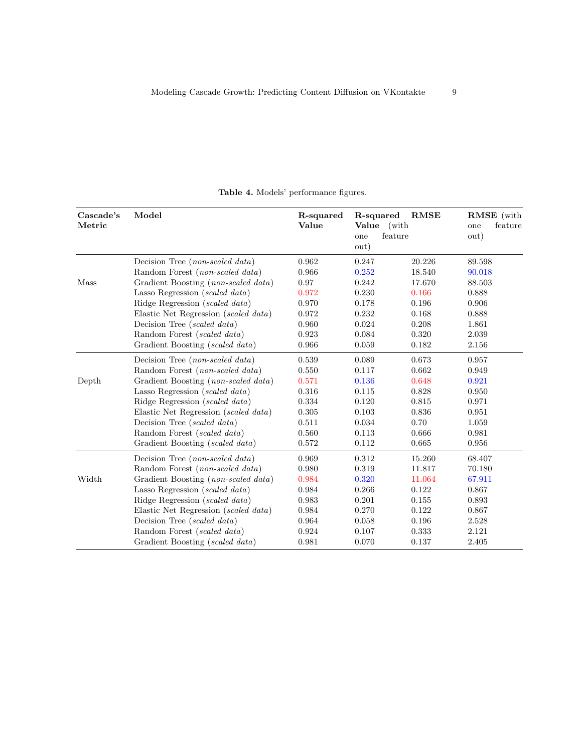**Table 4.** Models' performance figures.

| Cascade's Metric | Model | R-squared Value | R-squared Value (with one feature out) | RMSE | RMSE (with one feature out) |
|---|---|---|---|---|---|
| Mass | Decision Tree (*non-scaled data*) | 0.962 | 0.247 | 20.226 | 89.598 |
| | Random Forest (*non-scaled data*) | 0.966 | 0.252 | 18.540 | 90.018 |
| | Gradient Boosting (*non-scaled data*) | 0.97 | 0.242 | 17.670 | 88.503 |
| | Lasso Regression (*scaled data*) | 0.972 | 0.230 | 0.166 | 0.888 |
| | Ridge Regression (*scaled data*) | 0.970 | 0.178 | 0.196 | 0.906 |
| | Elastic Net Regression (*scaled data*) | 0.972 | 0.232 | 0.168 | 0.888 |
| | Decision Tree (*scaled data*) | 0.960 | 0.024 | 0.208 | 1.861 |
| | Random Forest (*scaled data*) | 0.923 | 0.084 | 0.320 | 2.039 |
| | Gradient Boosting (*scaled data*) | 0.966 | 0.059 | 0.182 | 2.156 |
| Depth | Decision Tree (*non-scaled data*) | 0.539 | 0.089 | 0.673 | 0.957 |
| | Random Forest (*non-scaled data*) | 0.550 | 0.117 | 0.662 | 0.949 |
| | Gradient Boosting (*non-scaled data*) | 0.571 | 0.136 | 0.648 | 0.921 |
| | Lasso Regression (*scaled data*) | 0.316 | 0.115 | 0.828 | 0.950 |
| | Ridge Regression (*scaled data*) | 0.334 | 0.120 | 0.815 | 0.971 |
| | Elastic Net Regression (*scaled data*) | 0.305 | 0.103 | 0.836 | 0.951 |
| | Decision Tree (*scaled data*) | 0.511 | 0.034 | 0.70 | 1.059 |
| | Random Forest (*scaled data*) | 0.560 | 0.113 | 0.666 | 0.981 |
| | Gradient Boosting (*scaled data*) | 0.572 | 0.112 | 0.665 | 0.956 |
| Width | Decision Tree (*non-scaled data*) | 0.969 | 0.312 | 15.260 | 68.407 |
| | Random Forest (*non-scaled data*) | 0.980 | 0.319 | 11.817 | 70.180 |
| | Gradient Boosting (*non-scaled data*) | 0.984 | 0.320 | 11.064 | 67.911 |
| | Lasso Regression (*scaled data*) | 0.984 | 0.266 | 0.122 | 0.867 |
| | Ridge Regression (*scaled data*) | 0.983 | 0.201 | 0.155 | 0.893 |
| | Elastic Net Regression (*scaled data*) | 0.984 | 0.270 | 0.122 | 0.867 |
| | Decision Tree (*scaled data*) | 0.964 | 0.058 | 0.196 | 2.528 |
| | Random Forest (*scaled data*) | 0.924 | 0.107 | 0.333 | 2.121 |
| | Gradient Boosting (*scaled data*) | 0.981 | 0.070 | 0.137 | 2.405 |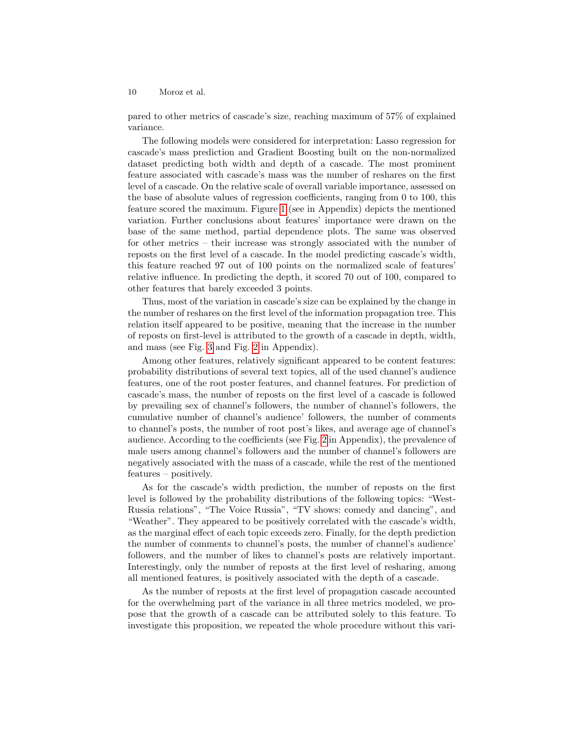pared to other metrics of cascade's size, reaching maximum of 57% of explained variance.

The following models were considered for interpretation: Lasso regression for cascade's mass prediction and Gradient Boosting built on the non-normalized dataset predicting both width and depth of a cascade. The most prominent feature associated with cascade's mass was the number of reshares on the first level of a cascade. On the relative scale of overall variable importance, assessed on the base of absolute values of regression coefficients, ranging from 0 to 100, this feature scored the maximum. Figure 1 (see in Appendix) depicts the mentioned variation. Further conclusions about features' importance were drawn on the base of the same method, partial dependence plots. The same was observed for other metrics – their increase was strongly associated with the number of reposts on the first level of a cascade. In the model predicting cascade's width, this feature reached 97 out of 100 points on the normalized scale of features' relative influence. In predicting the depth, it scored 70 out of 100, compared to other features that barely exceeded 3 points.

Thus, most of the variation in cascade's size can be explained by the change in the number of reshares on the first level of the information propagation tree. This relation itself appeared to be positive, meaning that the increase in the number of reposts on first-level is attributed to the growth of a cascade in depth, width, and mass (see Fig. 3 and Fig. 2 in Appendix).

Among other features, relatively significant appeared to be content features: probability distributions of several text topics, all of the used channel's audience features, one of the root poster features, and channel features. For prediction of cascade's mass, the number of reposts on the first level of a cascade is followed by prevailing sex of channel's followers, the number of channel's followers, the cumulative number of channel's audience' followers, the number of comments to channel's posts, the number of root post's likes, and average age of channel's audience. According to the coefficients (see Fig. 2 in Appendix), the prevalence of male users among channel's followers and the number of channel's followers are negatively associated with the mass of a cascade, while the rest of the mentioned features – positively.

As for the cascade's width prediction, the number of reposts on the first level is followed by the probability distributions of the following topics: "West-Russia relations", "The Voice Russia", "TV shows: comedy and dancing", and "Weather". They appeared to be positively correlated with the cascade's width, as the marginal effect of each topic exceeds zero. Finally, for the depth prediction the number of comments to channel's posts, the number of channel's audience' followers, and the number of likes to channel's posts are relatively important. Interestingly, only the number of reposts at the first level of resharing, among all mentioned features, is positively associated with the depth of a cascade.

As the number of reposts at the first level of propagation cascade accounted for the overwhelming part of the variance in all three metrics modeled, we propose that the growth of a cascade can be attributed solely to this feature. To investigate this proposition, we repeated the whole procedure without this vari-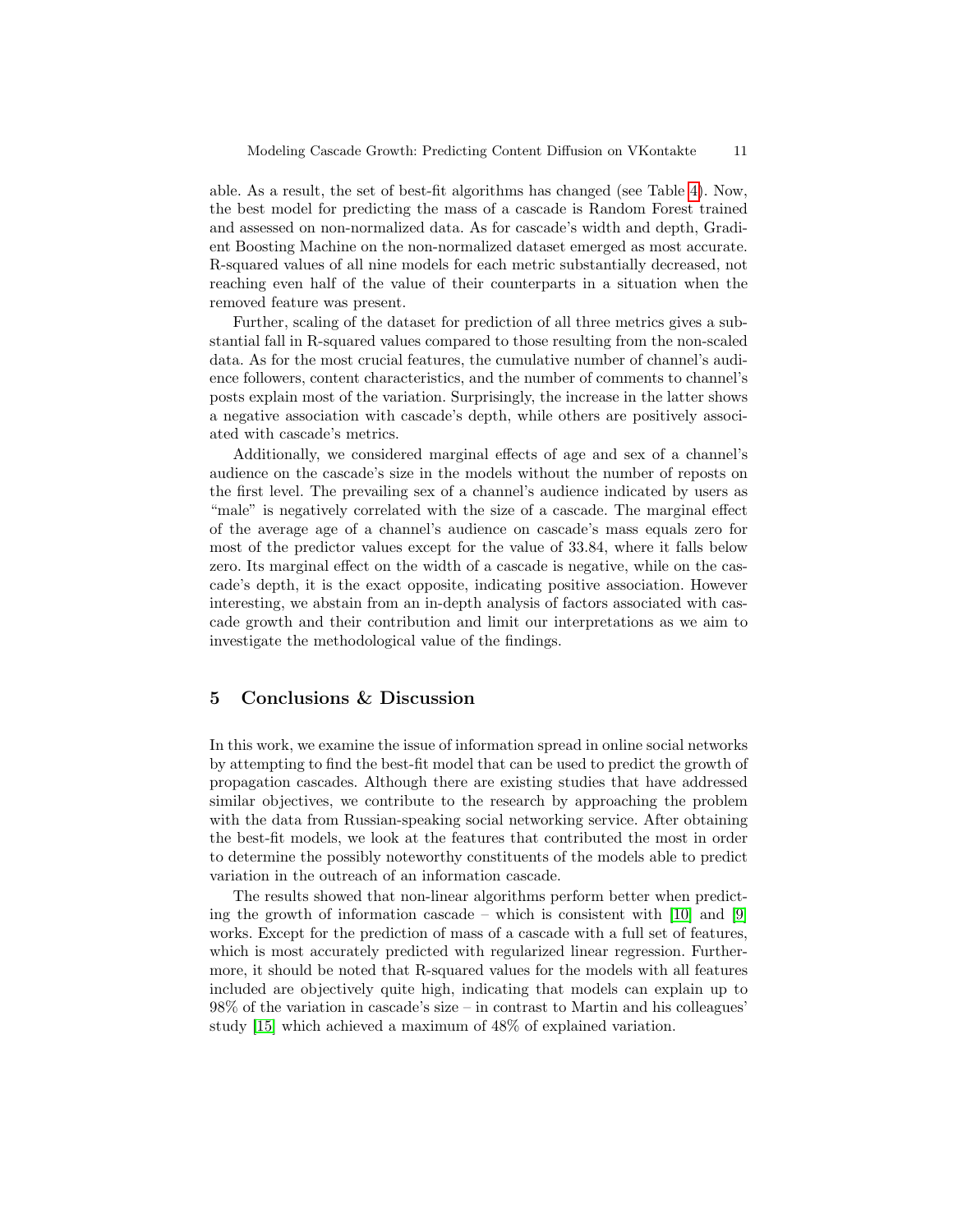able. As a result, the set of best-fit algorithms has changed (see Table 4). Now, the best model for predicting the mass of a cascade is Random Forest trained and assessed on non-normalized data. As for cascade's width and depth, Gradient Boosting Machine on the non-normalized dataset emerged as most accurate. R-squared values of all nine models for each metric substantially decreased, not reaching even half of the value of their counterparts in a situation when the removed feature was present.

Further, scaling of the dataset for prediction of all three metrics gives a substantial fall in R-squared values compared to those resulting from the non-scaled data. As for the most crucial features, the cumulative number of channel's audience followers, content characteristics, and the number of comments to channel's posts explain most of the variation. Surprisingly, the increase in the latter shows a negative association with cascade's depth, while others are positively associated with cascade's metrics.

Additionally, we considered marginal effects of age and sex of a channel's audience on the cascade's size in the models without the number of reposts on the first level. The prevailing sex of a channel's audience indicated by users as "male" is negatively correlated with the size of a cascade. The marginal effect of the average age of a channel's audience on cascade's mass equals zero for most of the predictor values except for the value of 33.84, where it falls below zero. Its marginal effect on the width of a cascade is negative, while on the cascade's depth, it is the exact opposite, indicating positive association. However interesting, we abstain from an in-depth analysis of factors associated with cascade growth and their contribution and limit our interpretations as we aim to investigate the methodological value of the findings.

## 5 Conclusions & Discussion

In this work, we examine the issue of information spread in online social networks by attempting to find the best-fit model that can be used to predict the growth of propagation cascades. Although there are existing studies that have addressed similar objectives, we contribute to the research by approaching the problem with the data from Russian-speaking social networking service. After obtaining the best-fit models, we look at the features that contributed the most in order to determine the possibly noteworthy constituents of the models able to predict variation in the outreach of an information cascade.

The results showed that non-linear algorithms perform better when predicting the growth of information cascade – which is consistent with [10] and [9] works. Except for the prediction of mass of a cascade with a full set of features, which is most accurately predicted with regularized linear regression. Furthermore, it should be noted that R-squared values for the models with all features included are objectively quite high, indicating that models can explain up to 98% of the variation in cascade's size – in contrast to Martin and his colleagues' study [15] which achieved a maximum of 48% of explained variation.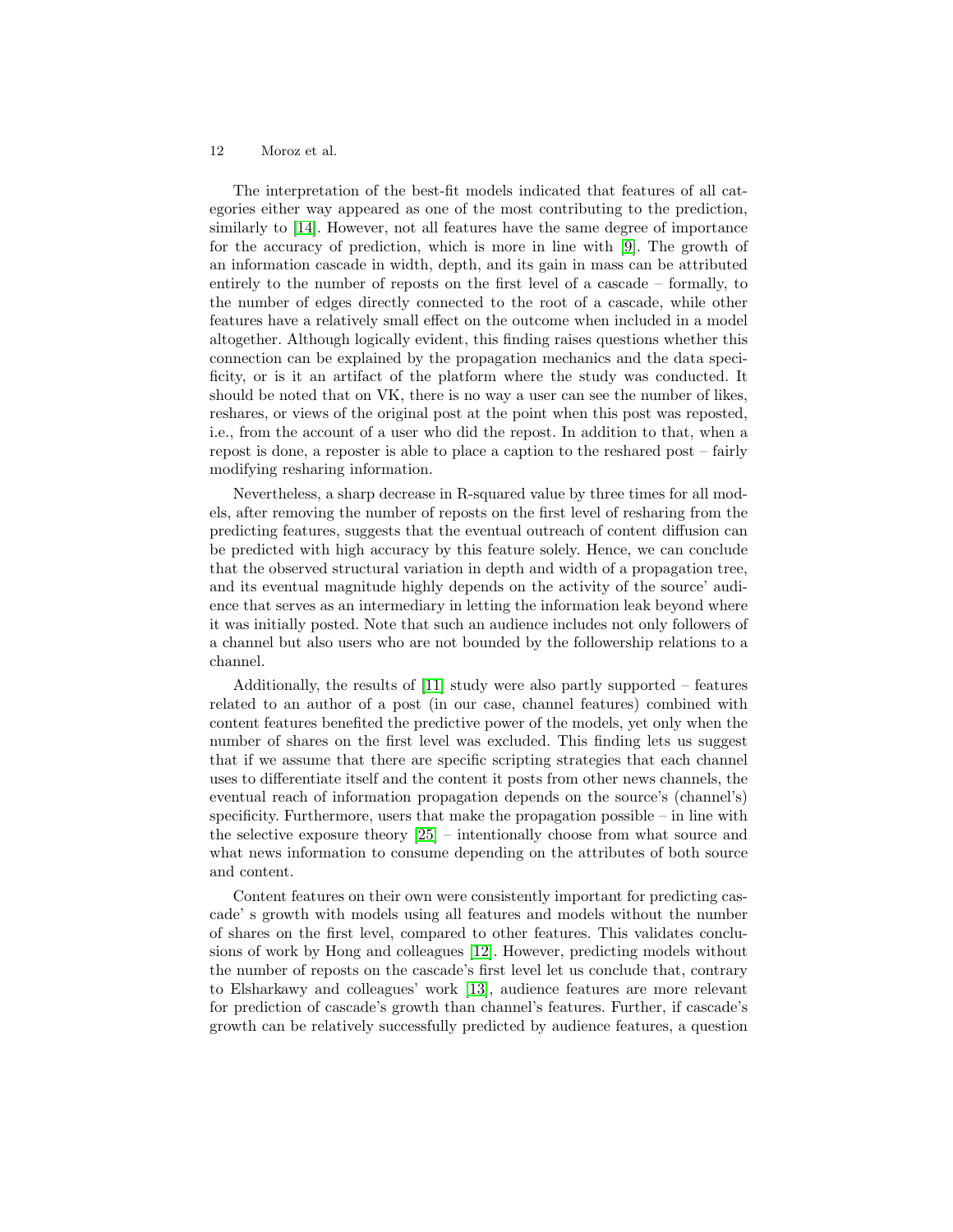The interpretation of the best-fit models indicated that features of all categories either way appeared as one of the most contributing to the prediction, similarly to [14]. However, not all features have the same degree of importance for the accuracy of prediction, which is more in line with [9]. The growth of an information cascade in width, depth, and its gain in mass can be attributed entirely to the number of reposts on the first level of a cascade – formally, to the number of edges directly connected to the root of a cascade, while other features have a relatively small effect on the outcome when included in a model altogether. Although logically evident, this finding raises questions whether this connection can be explained by the propagation mechanics and the data specificity, or is it an artifact of the platform where the study was conducted. It should be noted that on VK, there is no way a user can see the number of likes, reshares, or views of the original post at the point when this post was reposted, i.e., from the account of a user who did the repost. In addition to that, when a repost is done, a reposter is able to place a caption to the reshared post – fairly modifying resharing information.

Nevertheless, a sharp decrease in R-squared value by three times for all models, after removing the number of reposts on the first level of resharing from the predicting features, suggests that the eventual outreach of content diffusion can be predicted with high accuracy by this feature solely. Hence, we can conclude that the observed structural variation in depth and width of a propagation tree, and its eventual magnitude highly depends on the activity of the source' audience that serves as an intermediary in letting the information leak beyond where it was initially posted. Note that such an audience includes not only followers of a channel but also users who are not bounded by the followership relations to a channel.

Additionally, the results of [11] study were also partly supported – features related to an author of a post (in our case, channel features) combined with content features benefited the predictive power of the models, yet only when the number of shares on the first level was excluded. This finding lets us suggest that if we assume that there are specific scripting strategies that each channel uses to differentiate itself and the content it posts from other news channels, the eventual reach of information propagation depends on the source's (channel's) specificity. Furthermore, users that make the propagation possible – in line with the selective exposure theory [25] – intentionally choose from what source and what news information to consume depending on the attributes of both source and content.

Content features on their own were consistently important for predicting cascade' s growth with models using all features and models without the number of shares on the first level, compared to other features. This validates conclusions of work by Hong and colleagues [12]. However, predicting models without the number of reposts on the cascade's first level let us conclude that, contrary to Elsharkawy and colleagues' work [13], audience features are more relevant for prediction of cascade's growth than channel's features. Further, if cascade's growth can be relatively successfully predicted by audience features, a question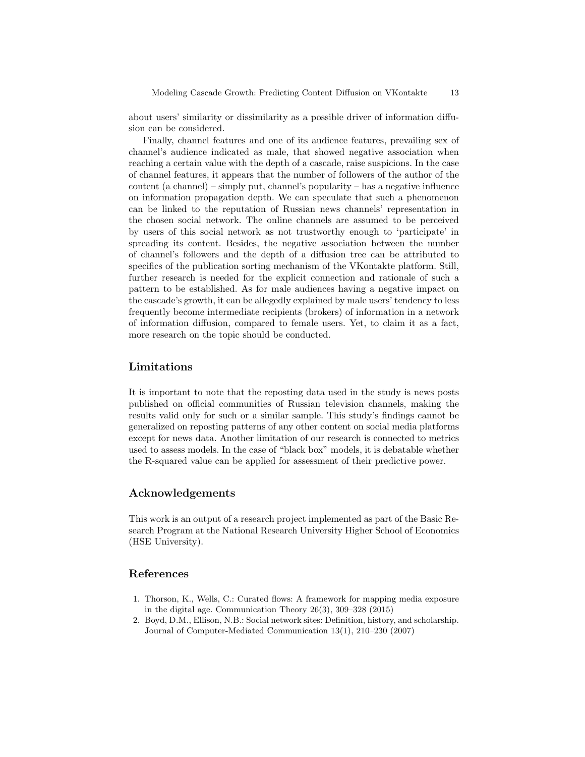about users' similarity or dissimilarity as a possible driver of information diffusion can be considered.

Finally, channel features and one of its audience features, prevailing sex of channel's audience indicated as male, that showed negative association when reaching a certain value with the depth of a cascade, raise suspicions. In the case of channel features, it appears that the number of followers of the author of the content (a channel) – simply put, channel's popularity – has a negative influence on information propagation depth. We can speculate that such a phenomenon can be linked to the reputation of Russian news channels' representation in the chosen social network. The online channels are assumed to be perceived by users of this social network as not trustworthy enough to 'participate' in spreading its content. Besides, the negative association between the number of channel's followers and the depth of a diffusion tree can be attributed to specifics of the publication sorting mechanism of the VKontakte platform. Still, further research is needed for the explicit connection and rationale of such a pattern to be established. As for male audiences having a negative impact on the cascade's growth, it can be allegedly explained by male users' tendency to less frequently become intermediate recipients (brokers) of information in a network of information diffusion, compared to female users. Yet, to claim it as a fact, more research on the topic should be conducted.

## Limitations

It is important to note that the reposting data used in the study is news posts published on official communities of Russian television channels, making the results valid only for such or a similar sample. This study's findings cannot be generalized on reposting patterns of any other content on social media platforms except for news data. Another limitation of our research is connected to metrics used to assess models. In the case of "black box" models, it is debatable whether the R-squared value can be applied for assessment of their predictive power.

## Acknowledgements

This work is an output of a research project implemented as part of the Basic Research Program at the National Research University Higher School of Economics (HSE University).

## References

1. Thorson, K., Wells, C.: Curated flows: A framework for mapping media exposure in the digital age. Communication Theory 26(3), 309–328 (2015)
2. Boyd, D.M., Ellison, N.B.: Social network sites: Definition, history, and scholarship. Journal of Computer-Mediated Communication 13(1), 210–230 (2007)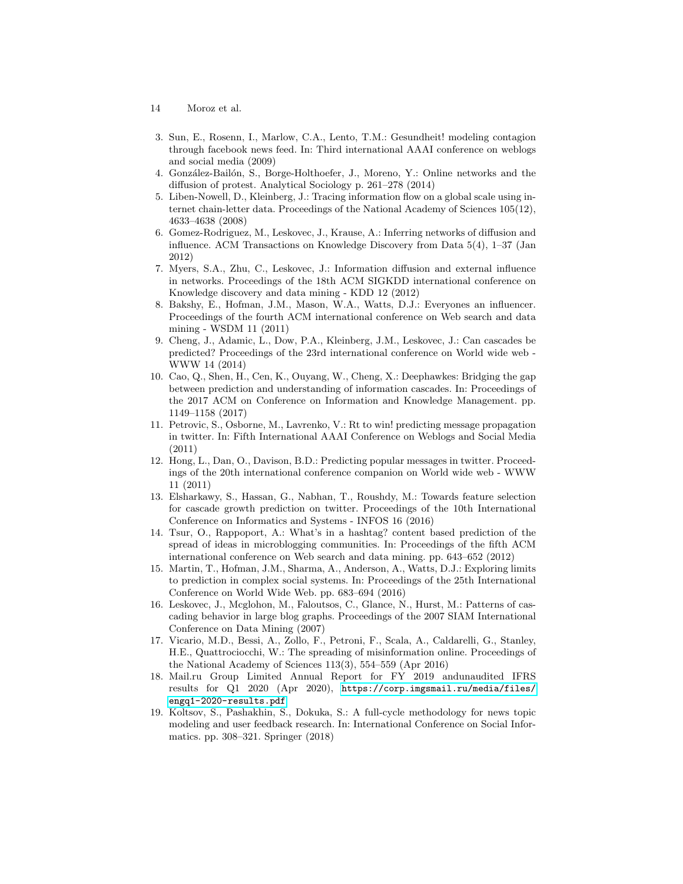3. Sun, E., Rosenn, I., Marlow, C.A., Lento, T.M.: Gesundheit! modeling contagion through facebook news feed. In: Third international AAAI conference on weblogs and social media (2009)
4. González-Bailón, S., Borge-Holthoefer, J., Moreno, Y.: Online networks and the diffusion of protest. Analytical Sociology p. 261–278 (2014)
5. Liben-Nowell, D., Kleinberg, J.: Tracing information flow on a global scale using internet chain-letter data. Proceedings of the National Academy of Sciences 105(12), 4633–4638 (2008)
6. Gomez-Rodriguez, M., Leskovec, J., Krause, A.: Inferring networks of diffusion and influence. ACM Transactions on Knowledge Discovery from Data 5(4), 1–37 (Jan 2012)
7. Myers, S.A., Zhu, C., Leskovec, J.: Information diffusion and external influence in networks. Proceedings of the 18th ACM SIGKDD international conference on Knowledge discovery and data mining - KDD 12 (2012)
8. Bakshy, E., Hofman, J.M., Mason, W.A., Watts, D.J.: Everyones an influencer. Proceedings of the fourth ACM international conference on Web search and data mining - WSDM 11 (2011)
9. Cheng, J., Adamic, L., Dow, P.A., Kleinberg, J.M., Leskovec, J.: Can cascades be predicted? Proceedings of the 23rd international conference on World wide web - WWW 14 (2014)
10. Cao, Q., Shen, H., Cen, K., Ouyang, W., Cheng, X.: Deephawkes: Bridging the gap between prediction and understanding of information cascades. In: Proceedings of the 2017 ACM on Conference on Information and Knowledge Management. pp. 1149–1158 (2017)
11. Petrovic, S., Osborne, M., Lavrenko, V.: Rt to win! predicting message propagation in twitter. In: Fifth International AAAI Conference on Weblogs and Social Media (2011)
12. Hong, L., Dan, O., Davison, B.D.: Predicting popular messages in twitter. Proceedings of the 20th international conference companion on World wide web - WWW 11 (2011)
13. Elsharkawy, S., Hassan, G., Nabhan, T., Roushdy, M.: Towards feature selection for cascade growth prediction on twitter. Proceedings of the 10th International Conference on Informatics and Systems - INFOS 16 (2016)
14. Tsur, O., Rappoport, A.: What's in a hashtag? content based prediction of the spread of ideas in microblogging communities. In: Proceedings of the fifth ACM international conference on Web search and data mining. pp. 643–652 (2012)
15. Martin, T., Hofman, J.M., Sharma, A., Anderson, A., Watts, D.J.: Exploring limits to prediction in complex social systems. In: Proceedings of the 25th International Conference on World Wide Web. pp. 683–694 (2016)
16. Leskovec, J., Mcglohon, M., Faloutsos, C., Glance, N., Hurst, M.: Patterns of cascading behavior in large blog graphs. Proceedings of the 2007 SIAM International Conference on Data Mining (2007)
17. Vicario, M.D., Bessi, A., Zollo, F., Petroni, F., Scala, A., Caldarelli, G., Stanley, H.E., Quattrociocchi, W.: The spreading of misinformation online. Proceedings of the National Academy of Sciences 113(3), 554–559 (Apr 2016)
18. Mail.ru Group Limited Annual Report for FY 2019 andunaudited IFRS results for Q1 2020 (Apr 2020), https://corp.imgsmail.ru/media/files/engq1-2020-results.pdf
19. Koltsov, S., Pashakhin, S., Dokuka, S.: A full-cycle methodology for news topic modeling and user feedback research. In: International Conference on Social Informatics. pp. 308–321. Springer (2018)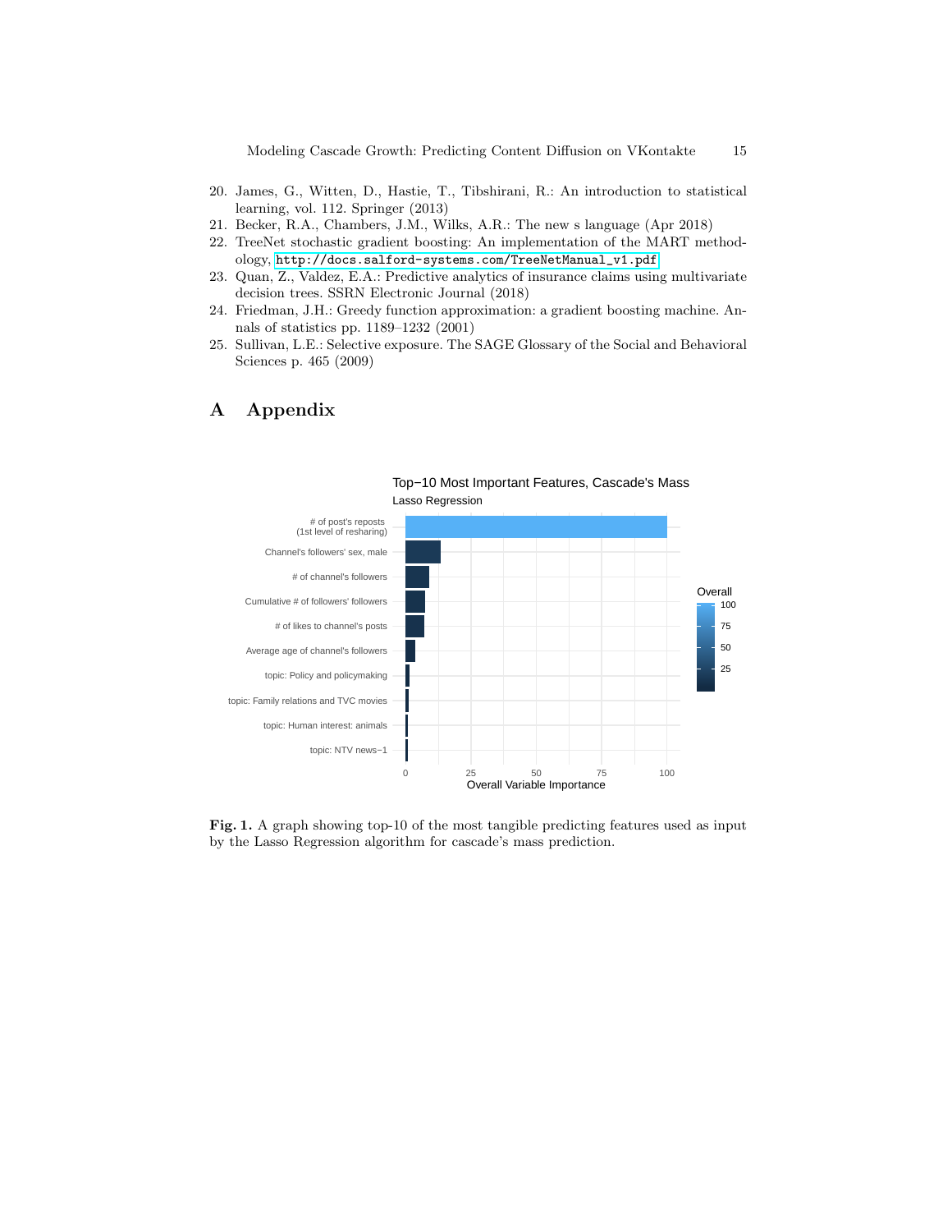20. James, G., Witten, D., Hastie, T., Tibshirani, R.: An introduction to statistical learning, vol. 112. Springer (2013)
21. Becker, R.A., Chambers, J.M., Wilks, A.R.: The new s language (Apr 2018)
22. TreeNet stochastic gradient boosting: An implementation of the MART methodology, http://docs.salford-systems.com/TreeNetManual_v1.pdf
23. Quan, Z., Valdez, E.A.: Predictive analytics of insurance claims using multivariate decision trees. SSRN Electronic Journal (2018)
24. Friedman, J.H.: Greedy function approximation: a gradient boosting machine. Annals of statistics pp. 1189–1232 (2001)
25. Sullivan, L.E.: Selective exposure. The SAGE Glossary of the Social and Behavioral Sciences p. 465 (2009)

# A Appendix

Top−10 Most Important Features, Cascade's Mass
Lasso Regression

| Feature | Overall Variable Importance (approx.) |
|---|---|
| # of post's reposts (1st level of resharing) | 100 |
| Channel's followers' sex, male | ~13 |
| # of channel's followers | ~9 |
| Cumulative # of followers' followers | ~7.5 |
| # of likes to channel's posts | ~7 |
| Average age of channel's followers | ~3.5 |
| topic: Policy and policymaking | ~1.5 |
| topic: Family relations and TVC movies | ~1 |
| topic: Human interest: animals | ~1 |
| topic: NTV news−1 | ~0.5 |

**Fig. 1.** A graph showing top-10 of the most tangible predicting features used as input by the Lasso Regression algorithm for cascade's mass prediction.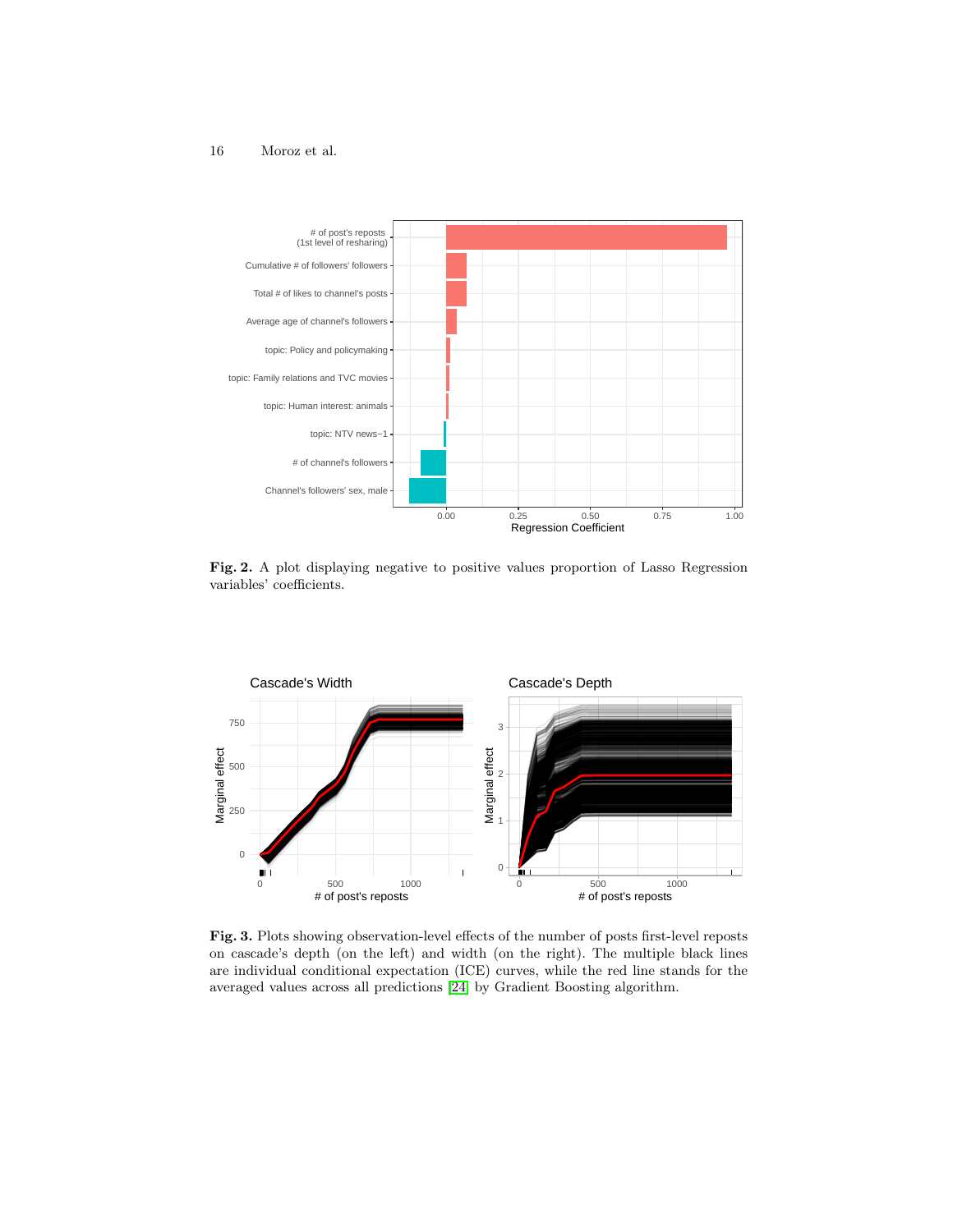# of post's reposts
(1st level of resharing)
Cumulative # of followers' followers
Total # of likes to channel's posts
Average age of channel's followers
topic: Policy and policymaking
topic: Family relations and TVC movies
topic: Human interest: animals
topic: NTV news−1
# of channel's followers
Channel's followers' sex, male

0.00
0.25
0.50
0.75
1.00
Regression Coefficient

**Fig. 2.** A plot displaying negative to positive values proportion of Lasso Regression variables' coefficients.

Cascade's Width

Marginal effect
750
500
250
0
0
500
1000
# of post's reposts

Cascade's Depth

Marginal effect
3
2
1
0
0
500
1000
# of post's reposts

**Fig. 3.** Plots showing observation-level effects of the number of posts first-level reposts on cascade's depth (on the left) and width (on the right). The multiple black lines are individual conditional expectation (ICE) curves, while the red line stands for the averaged values across all predictions [24] by Gradient Boosting algorithm.